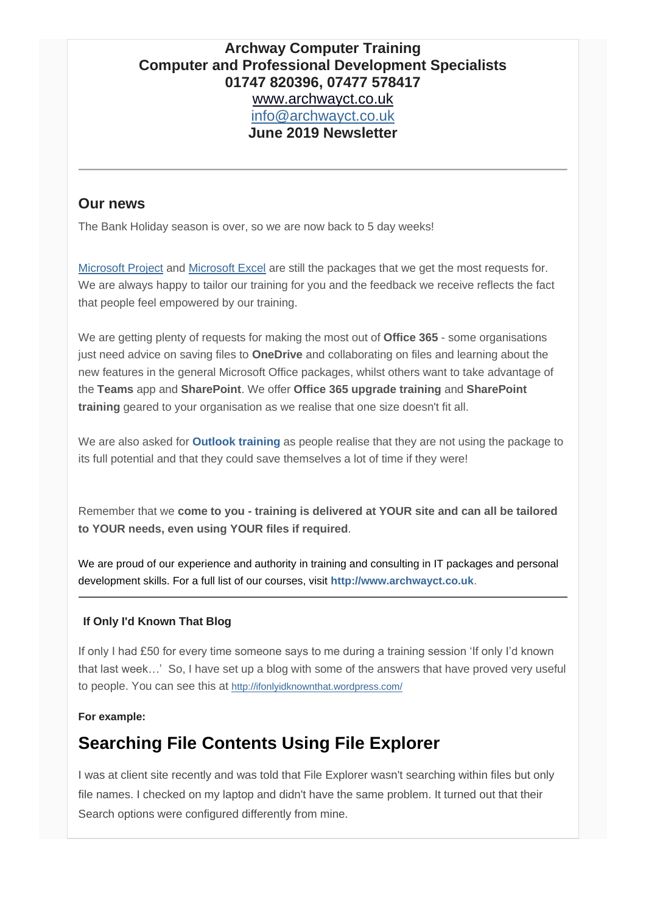**Archway Computer Training**
**Computer and Professional Development Specialists**
**01747 820396, 07477 578417**
[www.archwayct.co.uk](http://www.archwayct.co.uk)
[info@archwayct.co.uk](mailto:info@archwayct.co.uk)
**June 2019 Newsletter**

---

## Our news

The Bank Holiday season is over, so we are now back to 5 day weeks!

Microsoft Project and Microsoft Excel are still the packages that we get the most requests for. We are always happy to tailor our training for you and the feedback we receive reflects the fact that people feel empowered by our training.

We are getting plenty of requests for making the most out of **Office 365** - some organisations just need advice on saving files to **OneDrive** and collaborating on files and learning about the new features in the general Microsoft Office packages, whilst others want to take advantage of the **Teams** app and **SharePoint**. We offer **Office 365 upgrade training** and **SharePoint training** geared to your organisation as we realise that one size doesn't fit all.

We are also asked for **Outlook training** as people realise that they are not using the package to its full potential and that they could save themselves a lot of time if they were!

Remember that we **come to you - training is delivered at YOUR site and can all be tailored to YOUR needs, even using YOUR files if required**.

We are proud of our experience and authority in training and consulting in IT packages and personal development skills. For a full list of our courses, visit **http://www.archwayct.co.uk**.

---

**If Only I'd Known That Blog**

If only I had £50 for every time someone says to me during a training session 'If only I'd known that last week…' So, I have set up a blog with some of the answers that have proved very useful to people. You can see this at http://ifonlyidknownthat.wordpress.com/

**For example:**

## Searching File Contents Using File Explorer

I was at client site recently and was told that File Explorer wasn't searching within files but only file names. I checked on my laptop and didn't have the same problem. It turned out that their Search options were configured differently from mine.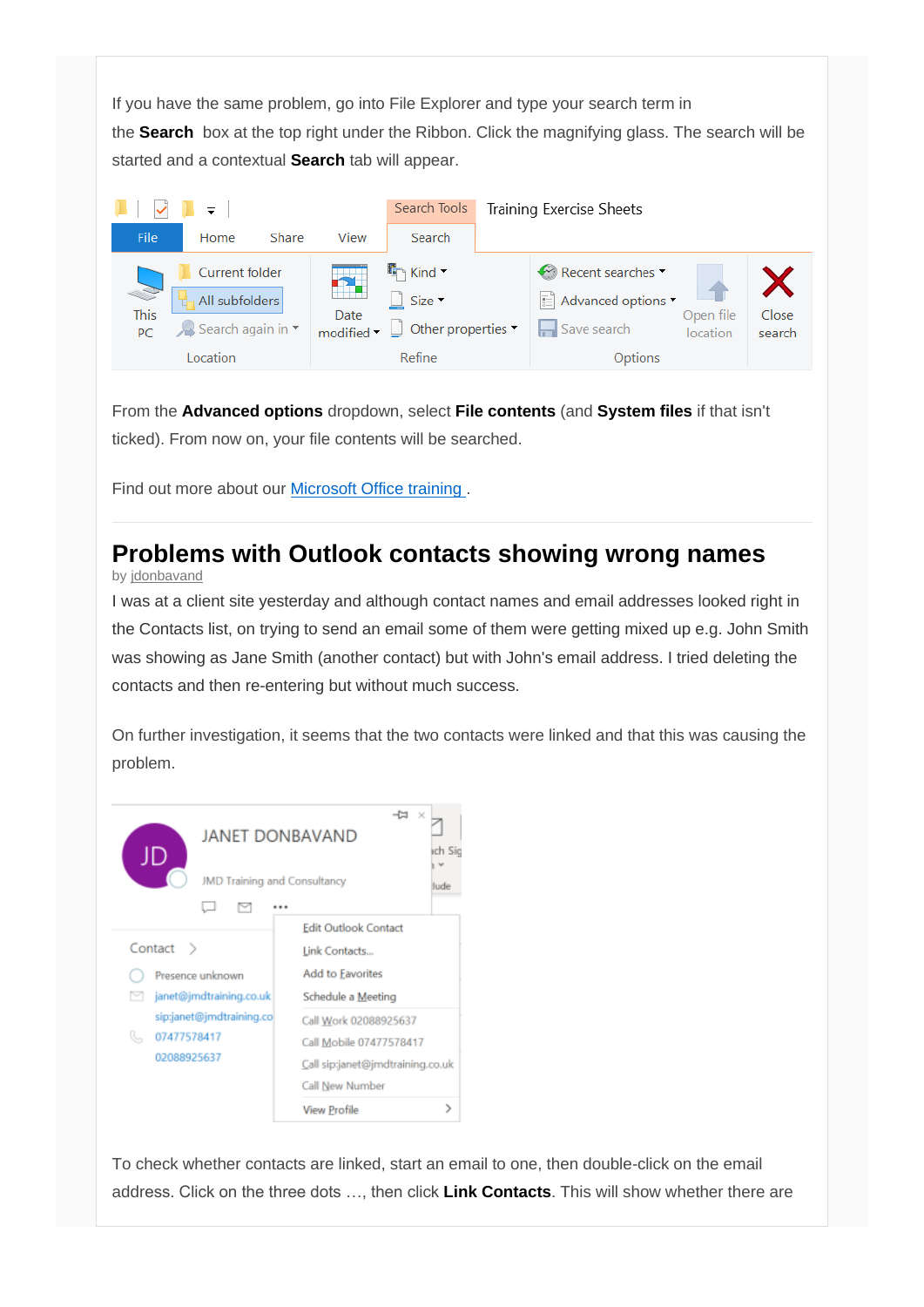If you have the same problem, go into File Explorer and type your search term in the **Search** box at the top right under the Ribbon. Click the magnifying glass. The search will be started and a contextual **Search** tab will appear.

From the **Advanced options** dropdown, select **File contents** (and **System files** if that isn't ticked). From now on, your file contents will be searched.

Find out more about our [Microsoft Office training ](#).

## Problems with Outlook contacts showing wrong names

by jdonbavand

I was at a client site yesterday and although contact names and email addresses looked right in the Contacts list, on trying to send an email some of them were getting mixed up e.g. John Smith was showing as Jane Smith (another contact) but with John's email address. I tried deleting the contacts and then re-entering but without much success.

On further investigation, it seems that the two contacts were linked and that this was causing the problem.

To check whether contacts are linked, start an email to one, then double-click on the email address. Click on the three dots …, then click **Link Contacts**. This will show whether there are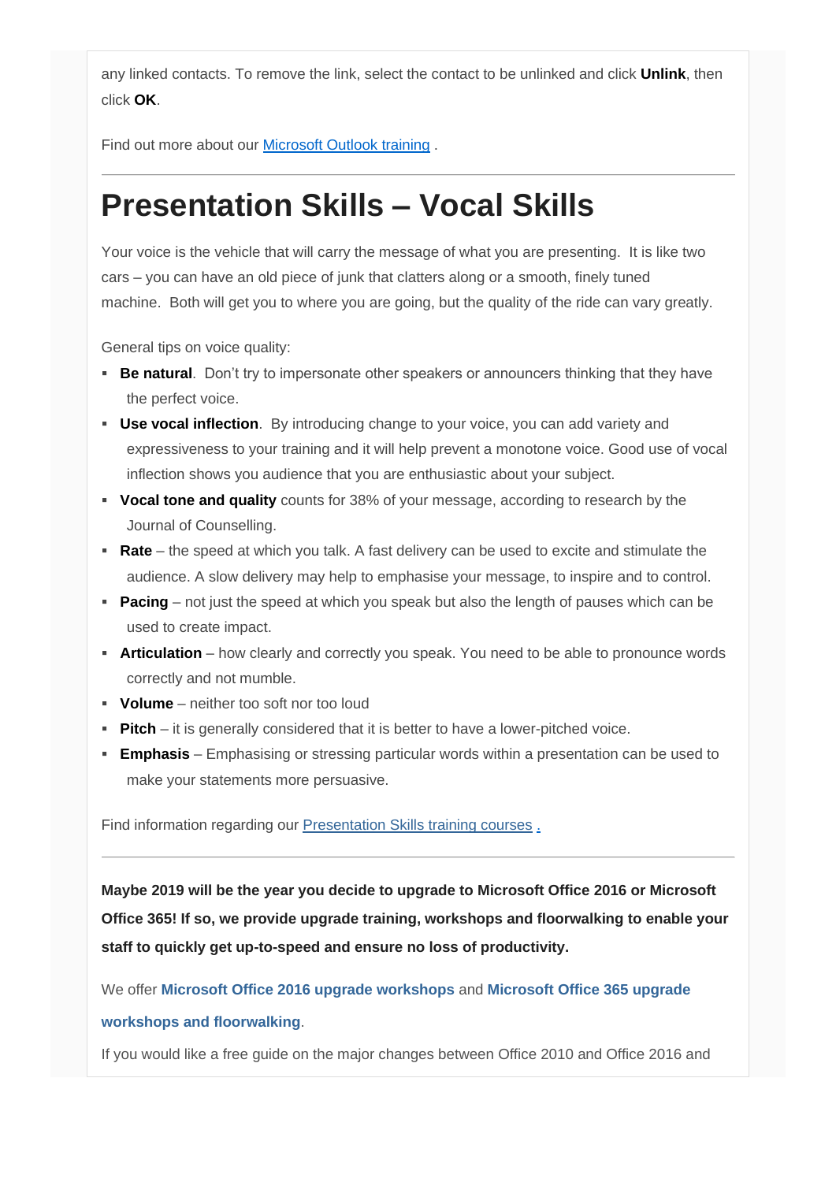any linked contacts. To remove the link, select the contact to be unlinked and click **Unlink**, then click **OK**.

Find out more about our Microsoft Outlook training .

---

# Presentation Skills – Vocal Skills

Your voice is the vehicle that will carry the message of what you are presenting. It is like two cars – you can have an old piece of junk that clatters along or a smooth, finely tuned machine. Both will get you to where you are going, but the quality of the ride can vary greatly.

General tips on voice quality:

- **Be natural**. Don't try to impersonate other speakers or announcers thinking that they have the perfect voice.
- **Use vocal inflection**. By introducing change to your voice, you can add variety and expressiveness to your training and it will help prevent a monotone voice. Good use of vocal inflection shows you audience that you are enthusiastic about your subject.
- **Vocal tone and quality** counts for 38% of your message, according to research by the Journal of Counselling.
- **Rate** – the speed at which you talk. A fast delivery can be used to excite and stimulate the audience. A slow delivery may help to emphasise your message, to inspire and to control.
- **Pacing** – not just the speed at which you speak but also the length of pauses which can be used to create impact.
- **Articulation** – how clearly and correctly you speak. You need to be able to pronounce words correctly and not mumble.
- **Volume** – neither too soft nor too loud
- **Pitch** – it is generally considered that it is better to have a lower-pitched voice.
- **Emphasis** – Emphasising or stressing particular words within a presentation can be used to make your statements more persuasive.

Find information regarding our Presentation Skills training courses .

---

**Maybe 2019 will be the year you decide to upgrade to Microsoft Office 2016 or Microsoft Office 365! If so, we provide upgrade training, workshops and floorwalking to enable your staff to quickly get up-to-speed and ensure no loss of productivity.**

We offer **Microsoft Office 2016 upgrade workshops** and **Microsoft Office 365 upgrade workshops and floorwalking**.

If you would like a free guide on the major changes between Office 2010 and Office 2016 and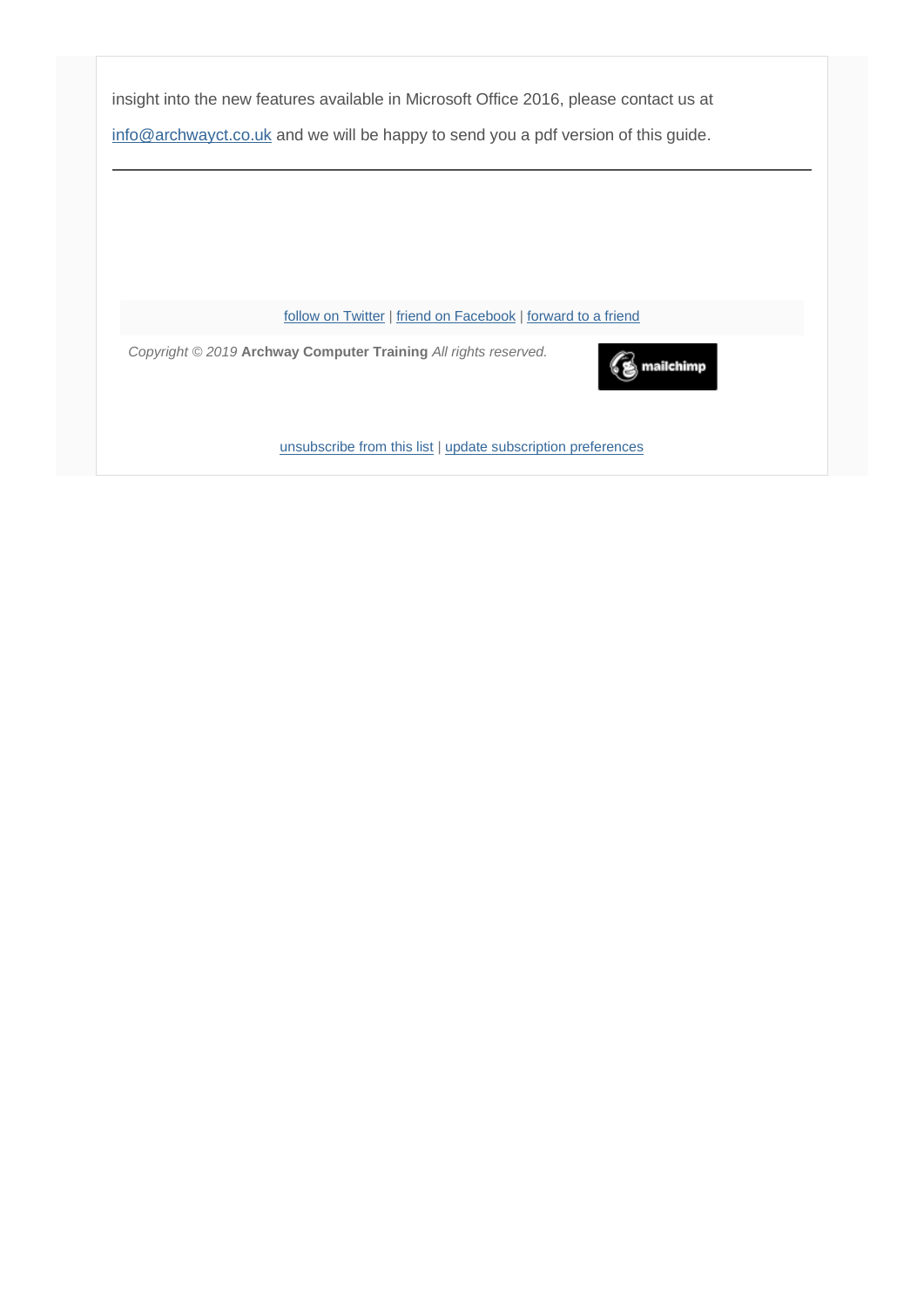insight into the new features available in Microsoft Office 2016, please contact us at info@archwayct.co.uk and we will be happy to send you a pdf version of this guide.

---

follow on Twitter | friend on Facebook | forward to a friend

*Copyright © 2019* **Archway Computer Training** *All rights reserved.*

unsubscribe from this list | update subscription preferences